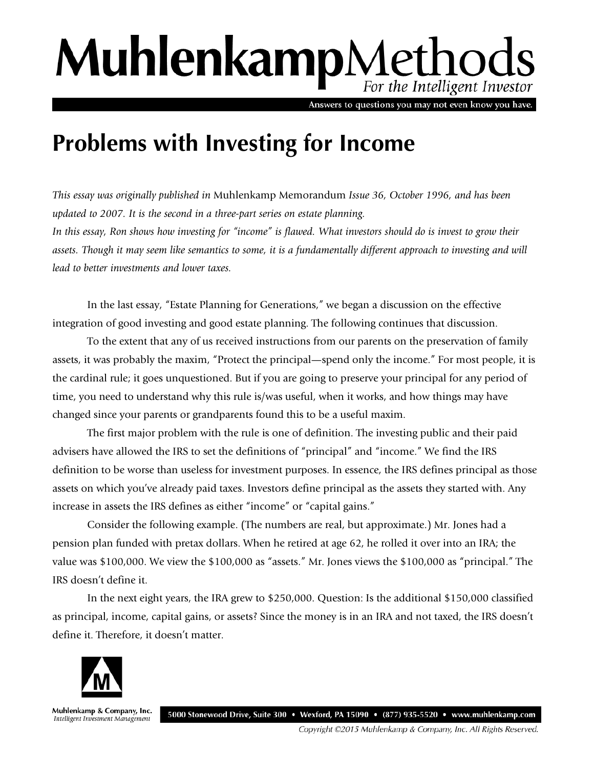# Problems with Investing for Income

*This essay was originally published in* Muhlenkamp Memorandum *Issue 36, October 1996, and has been updated to 2007. It is the second in a three-part series on estate planning.*
*In this essay, Ron shows how investing for "income" is flawed. What investors should do is invest to grow their assets. Though it may seem like semantics to some, it is a fundamentally different approach to investing and will lead to better investments and lower taxes.*

In the last essay, "Estate Planning for Generations," we began a discussion on the effective integration of good investing and good estate planning. The following continues that discussion.

To the extent that any of us received instructions from our parents on the preservation of family assets, it was probably the maxim, "Protect the principal—spend only the income." For most people, it is the cardinal rule; it goes unquestioned. But if you are going to preserve your principal for any period of time, you need to understand why this rule is/was useful, when it works, and how things may have changed since your parents or grandparents found this to be a useful maxim.

The first major problem with the rule is one of definition. The investing public and their paid advisers have allowed the IRS to set the definitions of "principal" and "income." We find the IRS definition to be worse than useless for investment purposes. In essence, the IRS defines principal as those assets on which you've already paid taxes. Investors define principal as the assets they started with. Any increase in assets the IRS defines as either "income" or "capital gains."

Consider the following example. (The numbers are real, but approximate.) Mr. Jones had a pension plan funded with pretax dollars. When he retired at age 62, he rolled it over into an IRA; the value was $100,000. We view the $100,000 as "assets." Mr. Jones views the $100,000 as "principal." The IRS doesn't define it.

In the next eight years, the IRA grew to $250,000. Question: Is the additional $150,000 classified as principal, income, capital gains, or assets? Since the money is in an IRA and not taxed, the IRS doesn't define it. Therefore, it doesn't matter.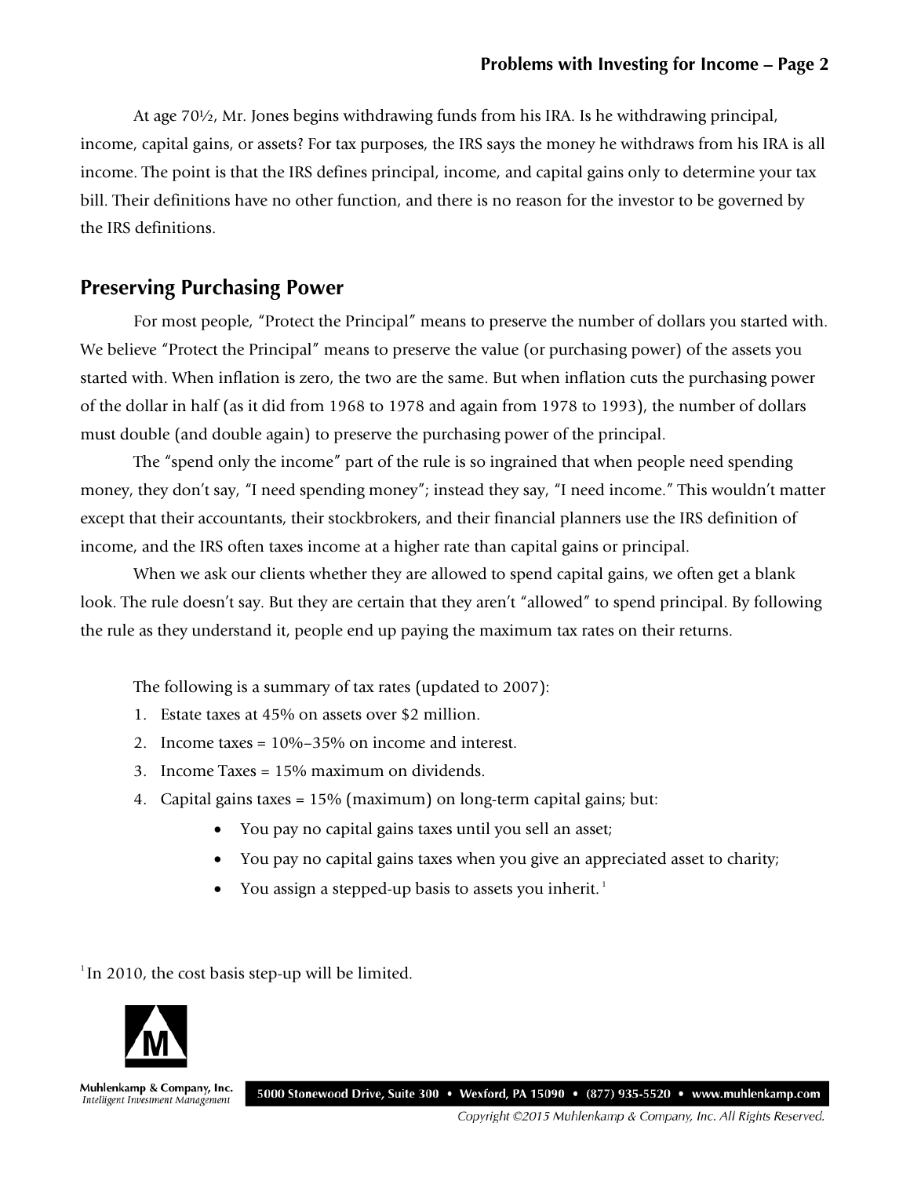At age 70½, Mr. Jones begins withdrawing funds from his IRA. Is he withdrawing principal, income, capital gains, or assets? For tax purposes, the IRS says the money he withdraws from his IRA is all income. The point is that the IRS defines principal, income, and capital gains only to determine your tax bill. Their definitions have no other function, and there is no reason for the investor to be governed by the IRS definitions.

## Preserving Purchasing Power

For most people, "Protect the Principal" means to preserve the number of dollars you started with. We believe "Protect the Principal" means to preserve the value (or purchasing power) of the assets you started with. When inflation is zero, the two are the same. But when inflation cuts the purchasing power of the dollar in half (as it did from 1968 to 1978 and again from 1978 to 1993), the number of dollars must double (and double again) to preserve the purchasing power of the principal.

The "spend only the income" part of the rule is so ingrained that when people need spending money, they don't say, "I need spending money"; instead they say, "I need income." This wouldn't matter except that their accountants, their stockbrokers, and their financial planners use the IRS definition of income, and the IRS often taxes income at a higher rate than capital gains or principal.

When we ask our clients whether they are allowed to spend capital gains, we often get a blank look. The rule doesn't say. But they are certain that they aren't "allowed" to spend principal. By following the rule as they understand it, people end up paying the maximum tax rates on their returns.

The following is a summary of tax rates (updated to 2007):

1. Estate taxes at 45% on assets over $2 million.
2. Income taxes = 10%–35% on income and interest.
3. Income Taxes = 15% maximum on dividends.
4. Capital gains taxes = 15% (maximum) on long-term capital gains; but:
   - You pay no capital gains taxes until you sell an asset;
   - You pay no capital gains taxes when you give an appreciated asset to charity;
   - You assign a stepped-up basis to assets you inherit.[1]

[1] In 2010, the cost basis step-up will be limited.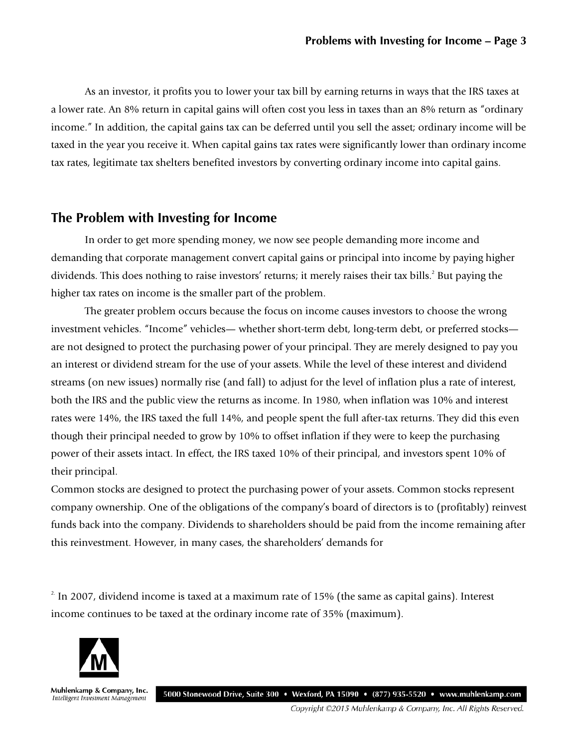As an investor, it profits you to lower your tax bill by earning returns in ways that the IRS taxes at a lower rate. An 8% return in capital gains will often cost you less in taxes than an 8% return as "ordinary income." In addition, the capital gains tax can be deferred until you sell the asset; ordinary income will be taxed in the year you receive it. When capital gains tax rates were significantly lower than ordinary income tax rates, legitimate tax shelters benefited investors by converting ordinary income into capital gains.

## The Problem with Investing for Income

In order to get more spending money, we now see people demanding more income and demanding that corporate management convert capital gains or principal into income by paying higher dividends. This does nothing to raise investors' returns; it merely raises their tax bills.[2] But paying the higher tax rates on income is the smaller part of the problem.

The greater problem occurs because the focus on income causes investors to choose the wrong investment vehicles. "Income" vehicles— whether short-term debt, long-term debt, or preferred stocks— are not designed to protect the purchasing power of your principal. They are merely designed to pay you an interest or dividend stream for the use of your assets. While the level of these interest and dividend streams (on new issues) normally rise (and fall) to adjust for the level of inflation plus a rate of interest, both the IRS and the public view the returns as income. In 1980, when inflation was 10% and interest rates were 14%, the IRS taxed the full 14%, and people spent the full after-tax returns. They did this even though their principal needed to grow by 10% to offset inflation if they were to keep the purchasing power of their assets intact. In effect, the IRS taxed 10% of their principal, and investors spent 10% of their principal.

Common stocks are designed to protect the purchasing power of your assets. Common stocks represent company ownership. One of the obligations of the company's board of directors is to (profitably) reinvest funds back into the company. Dividends to shareholders should be paid from the income remaining after this reinvestment. However, in many cases, the shareholders' demands for

[2] In 2007, dividend income is taxed at a maximum rate of 15% (the same as capital gains). Interest income continues to be taxed at the ordinary income rate of 35% (maximum).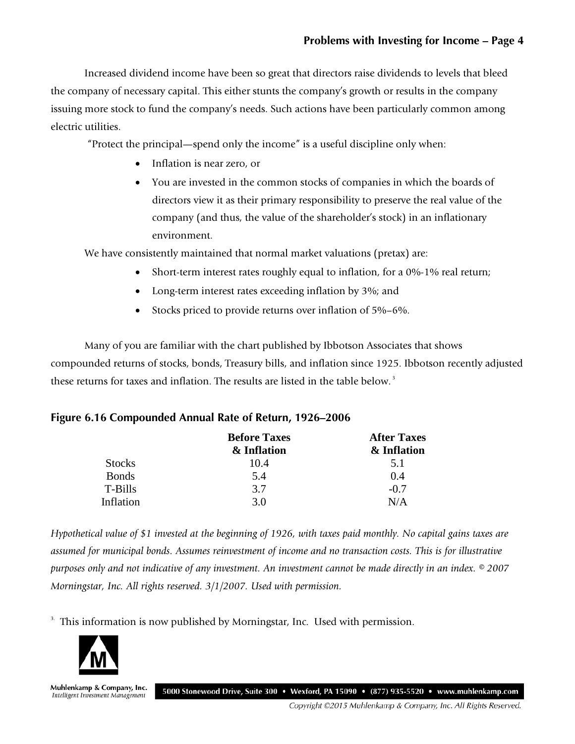Increased dividend income have been so great that directors raise dividends to levels that bleed the company of necessary capital. This either stunts the company's growth or results in the company issuing more stock to fund the company's needs. Such actions have been particularly common among electric utilities.

"Protect the principal—spend only the income" is a useful discipline only when:

- Inflation is near zero, or
- You are invested in the common stocks of companies in which the boards of directors view it as their primary responsibility to preserve the real value of the company (and thus, the value of the shareholder's stock) in an inflationary environment.

We have consistently maintained that normal market valuations (pretax) are:

- Short-term interest rates roughly equal to inflation, for a 0%-1% real return;
- Long-term interest rates exceeding inflation by 3%; and
- Stocks priced to provide returns over inflation of 5%–6%.

Many of you are familiar with the chart published by Ibbotson Associates that shows compounded returns of stocks, bonds, Treasury bills, and inflation since 1925. Ibbotson recently adjusted these returns for taxes and inflation. The results are listed in the table below.[3]

### Figure 6.16 Compounded Annual Rate of Return, 1926–2006

| | Before Taxes & Inflation | After Taxes & Inflation |
|---|---|---|
| Stocks | 10.4 | 5.1 |
| Bonds | 5.4 | 0.4 |
| T-Bills | 3.7 | -0.7 |
| Inflation | 3.0 | N/A |

*Hypothetical value of $1 invested at the beginning of 1926, with taxes paid monthly. No capital gains taxes are assumed for municipal bonds. Assumes reinvestment of income and no transaction costs. This is for illustrative purposes only and not indicative of any investment. An investment cannot be made directly in an index. © 2007 Morningstar, Inc. All rights reserved. 3/1/2007. Used with permission.*

[3] This information is now published by Morningstar, Inc. Used with permission.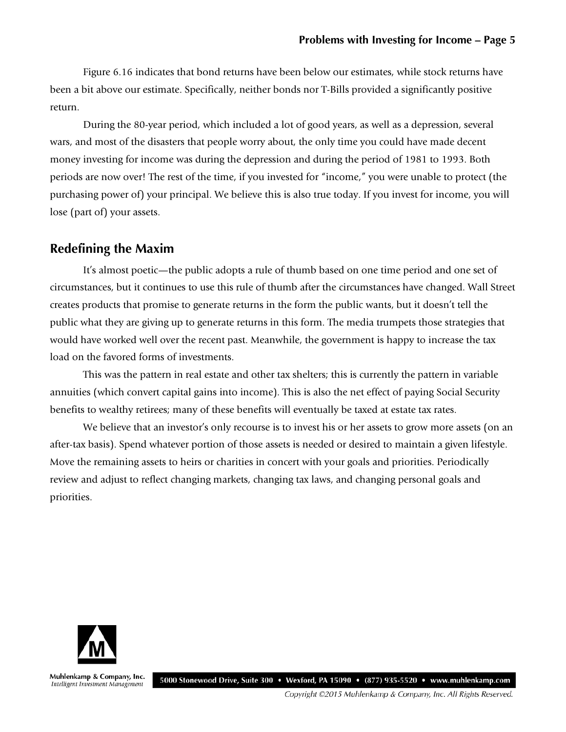Figure 6.16 indicates that bond returns have been below our estimates, while stock returns have been a bit above our estimate. Specifically, neither bonds nor T-Bills provided a significantly positive return.

During the 80-year period, which included a lot of good years, as well as a depression, several wars, and most of the disasters that people worry about, the only time you could have made decent money investing for income was during the depression and during the period of 1981 to 1993. Both periods are now over! The rest of the time, if you invested for "income," you were unable to protect (the purchasing power of) your principal. We believe this is also true today. If you invest for income, you will lose (part of) your assets.

## Redefining the Maxim

It's almost poetic—the public adopts a rule of thumb based on one time period and one set of circumstances, but it continues to use this rule of thumb after the circumstances have changed. Wall Street creates products that promise to generate returns in the form the public wants, but it doesn't tell the public what they are giving up to generate returns in this form. The media trumpets those strategies that would have worked well over the recent past. Meanwhile, the government is happy to increase the tax load on the favored forms of investments.

This was the pattern in real estate and other tax shelters; this is currently the pattern in variable annuities (which convert capital gains into income). This is also the net effect of paying Social Security benefits to wealthy retirees; many of these benefits will eventually be taxed at estate tax rates.

We believe that an investor's only recourse is to invest his or her assets to grow more assets (on an after-tax basis). Spend whatever portion of those assets is needed or desired to maintain a given lifestyle. Move the remaining assets to heirs or charities in concert with your goals and priorities. Periodically review and adjust to reflect changing markets, changing tax laws, and changing personal goals and priorities.